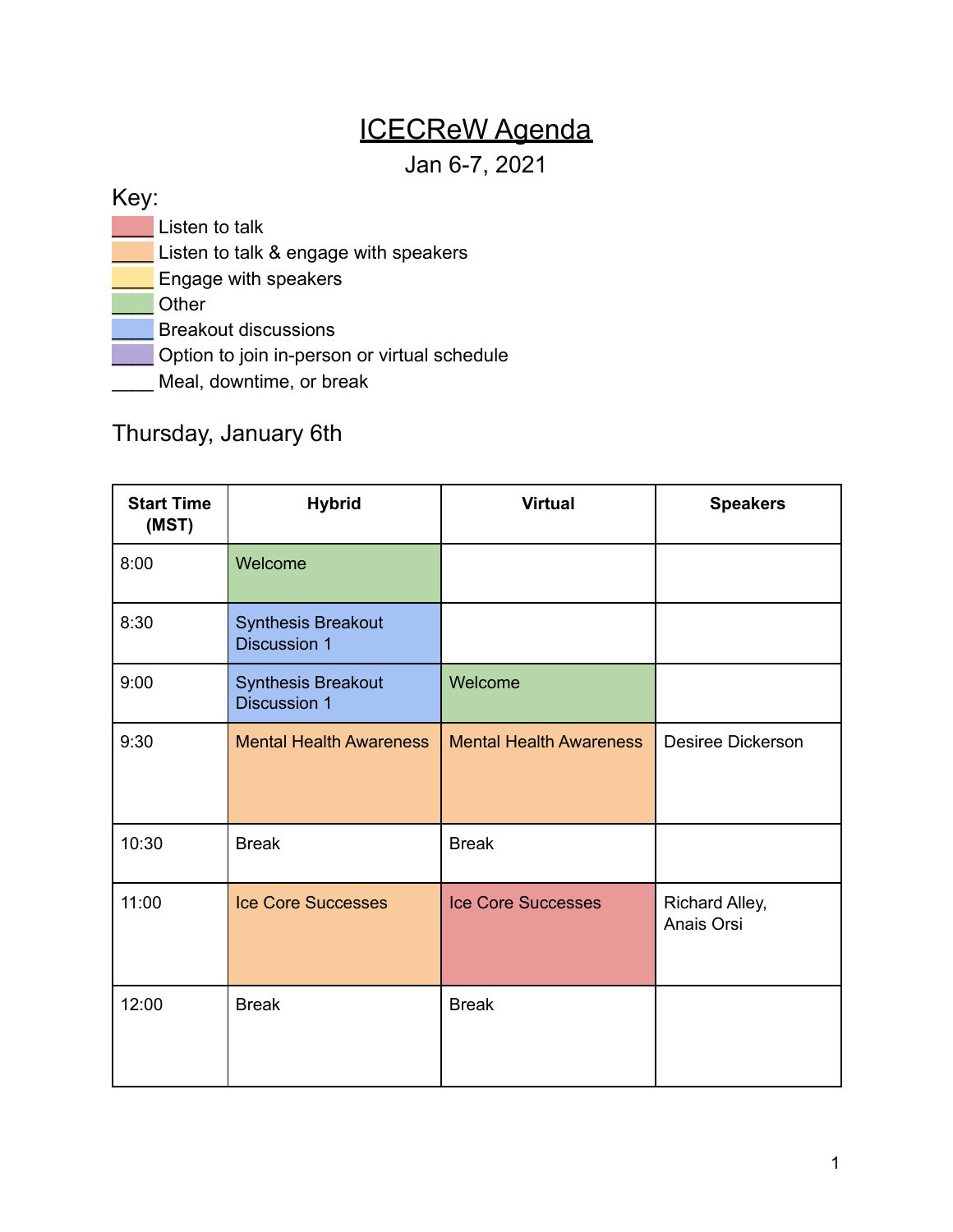# ICECReW Agenda

Jan 6-7, 2021

Key:

- ____ Listen to talk
- ____ Listen to talk & engage with speakers
- ____ Engage with speakers
- ____ Other
- ____ Breakout discussions
- ____ Option to join in-person or virtual schedule
- ____ Meal, downtime, or break

## Thursday, January 6th

| Start Time (MST) | Hybrid | Virtual | Speakers |
|---|---|---|---|
| 8:00 | Welcome | | |
| 8:30 | Synthesis Breakout Discussion 1 | | |
| 9:00 | Synthesis Breakout Discussion 1 | Welcome | |
| 9:30 | Mental Health Awareness | Mental Health Awareness | Desiree Dickerson |
| 10:30 | Break | Break | |
| 11:00 | Ice Core Successes | Ice Core Successes | Richard Alley, Anais Orsi |
| 12:00 | Break | Break | |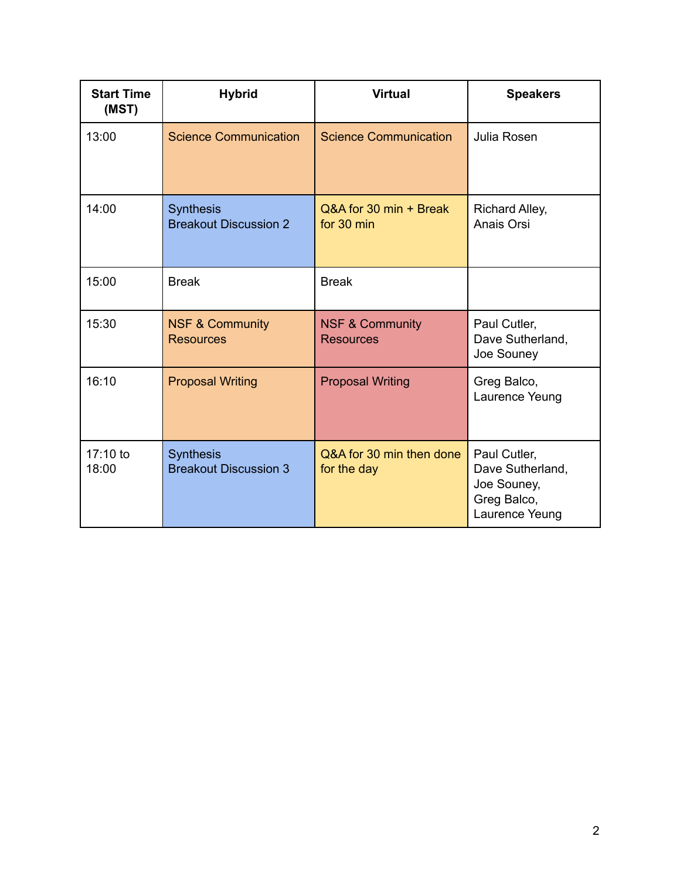| Start Time (MST) | Hybrid | Virtual | Speakers |
| --- | --- | --- | --- |
| 13:00 | Science Communication | Science Communication | Julia Rosen |
| 14:00 | Synthesis Breakout Discussion 2 | Q&A for 30 min + Break for 30 min | Richard Alley, Anais Orsi |
| 15:00 | Break | Break | |
| 15:30 | NSF & Community Resources | NSF & Community Resources | Paul Cutler, Dave Sutherland, Joe Souney |
| 16:10 | Proposal Writing | Proposal Writing | Greg Balco, Laurence Yeung |
| 17:10 to 18:00 | Synthesis Breakout Discussion 3 | Q&A for 30 min then done for the day | Paul Cutler, Dave Sutherland, Joe Souney, Greg Balco, Laurence Yeung |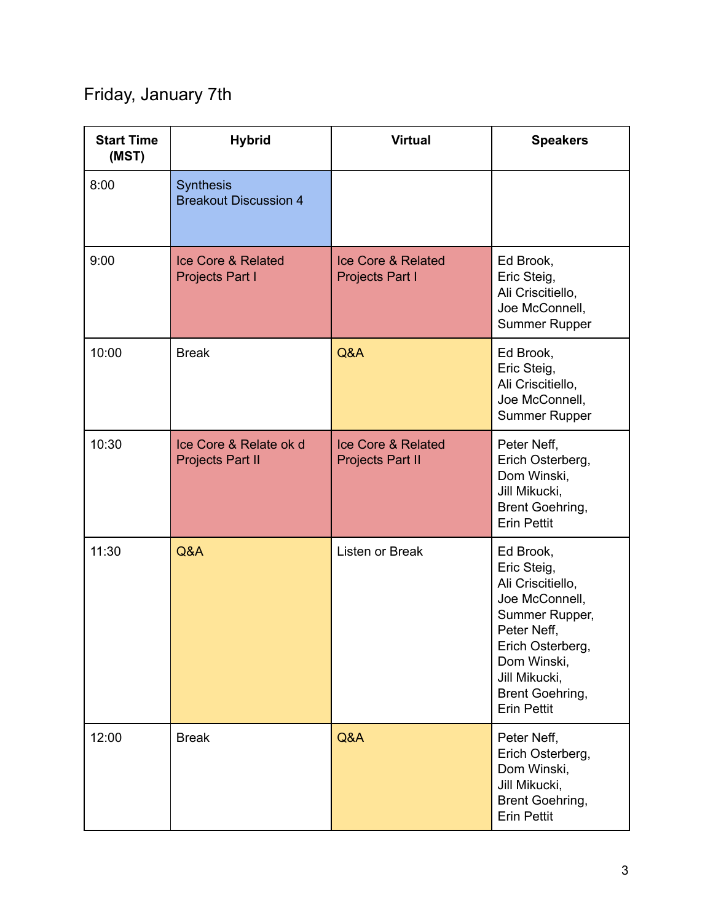## Friday, January 7th

| Start Time (MST) | Hybrid | Virtual | Speakers |
|---|---|---|---|
| 8:00 | Synthesis Breakout Discussion 4 | | |
| 9:00 | Ice Core & Related Projects Part I | Ice Core & Related Projects Part I | Ed Brook, Eric Steig, Ali Criscitiello, Joe McConnell, Summer Rupper |
| 10:00 | Break | Q&A | Ed Brook, Eric Steig, Ali Criscitiello, Joe McConnell, Summer Rupper |
| 10:30 | Ice Core & Relate ok d Projects Part II | Ice Core & Related Projects Part II | Peter Neff, Erich Osterberg, Dom Winski, Jill Mikucki, Brent Goehring, Erin Pettit |
| 11:30 | Q&A | Listen or Break | Ed Brook, Eric Steig, Ali Criscitiello, Joe McConnell, Summer Rupper, Peter Neff, Erich Osterberg, Dom Winski, Jill Mikucki, Brent Goehring, Erin Pettit |
| 12:00 | Break | Q&A | Peter Neff, Erich Osterberg, Dom Winski, Jill Mikucki, Brent Goehring, Erin Pettit |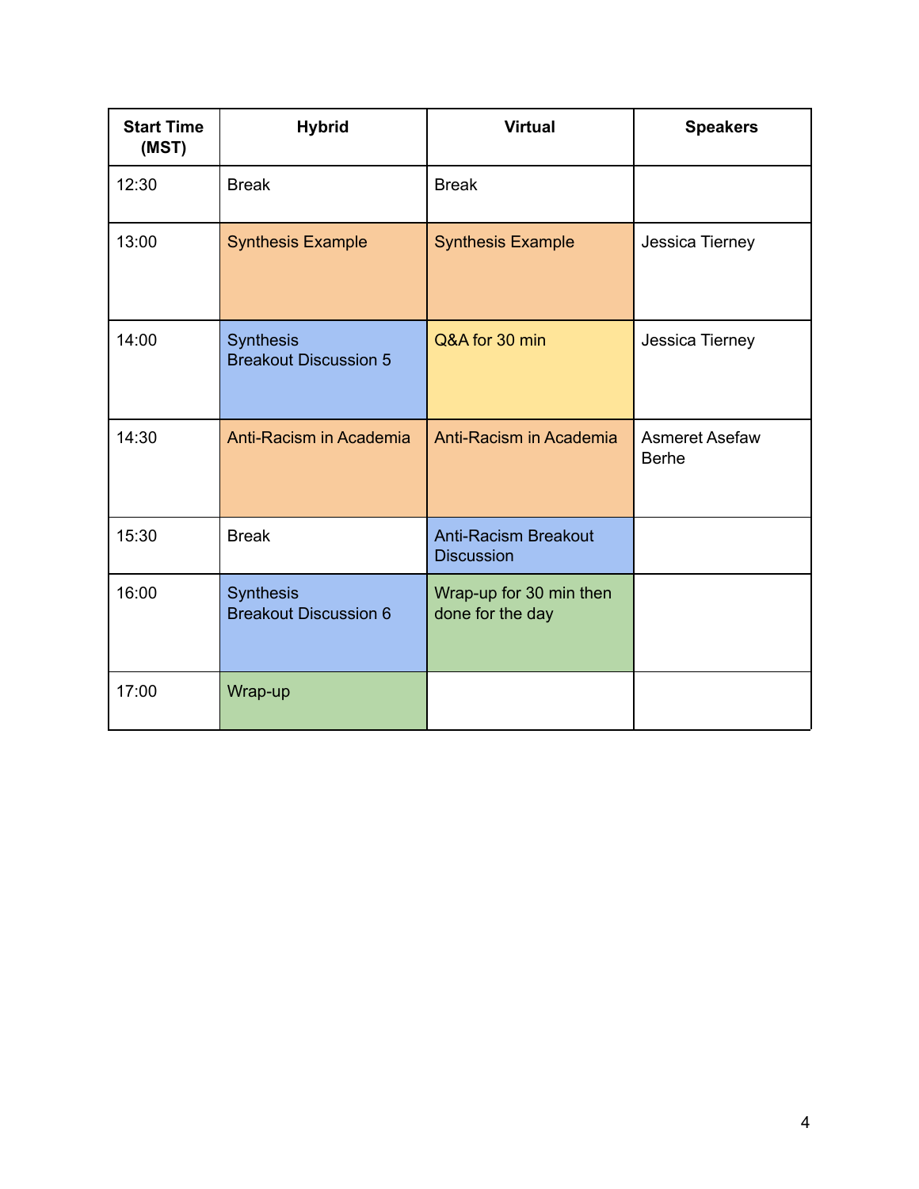| Start Time (MST) | Hybrid | Virtual | Speakers |
|---|---|---|---|
| 12:30 | Break | Break | |
| 13:00 | Synthesis Example | Synthesis Example | Jessica Tierney |
| 14:00 | Synthesis Breakout Discussion 5 | Q&A for 30 min | Jessica Tierney |
| 14:30 | Anti-Racism in Academia | Anti-Racism in Academia | Asmeret Asefaw Berhe |
| 15:30 | Break | Anti-Racism Breakout Discussion | |
| 16:00 | Synthesis Breakout Discussion 6 | Wrap-up for 30 min then done for the day | |
| 17:00 | Wrap-up | | |